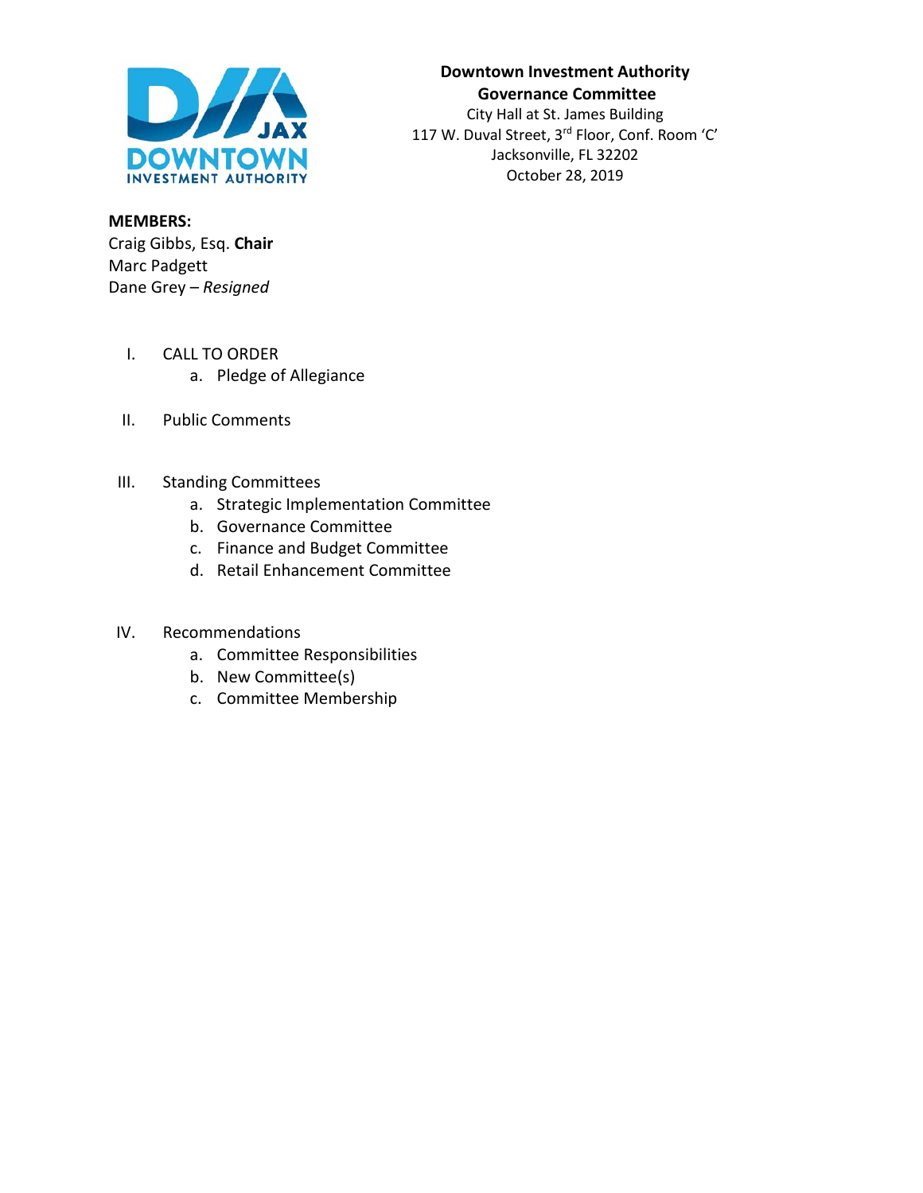**Downtown Investment Authority**
**Governance Committee**
City Hall at St. James Building
117 W. Duval Street, 3rd Floor, Conf. Room 'C'
Jacksonville, FL 32202
October 28, 2019

**MEMBERS:**
Craig Gibbs, Esq. **Chair**
Marc Padgett
Dane Grey – *Resigned*

I. CALL TO ORDER
   a. Pledge of Allegiance

II. Public Comments

III. Standing Committees
   a. Strategic Implementation Committee
   b. Governance Committee
   c. Finance and Budget Committee
   d. Retail Enhancement Committee

IV. Recommendations
   a. Committee Responsibilities
   b. New Committee(s)
   c. Committee Membership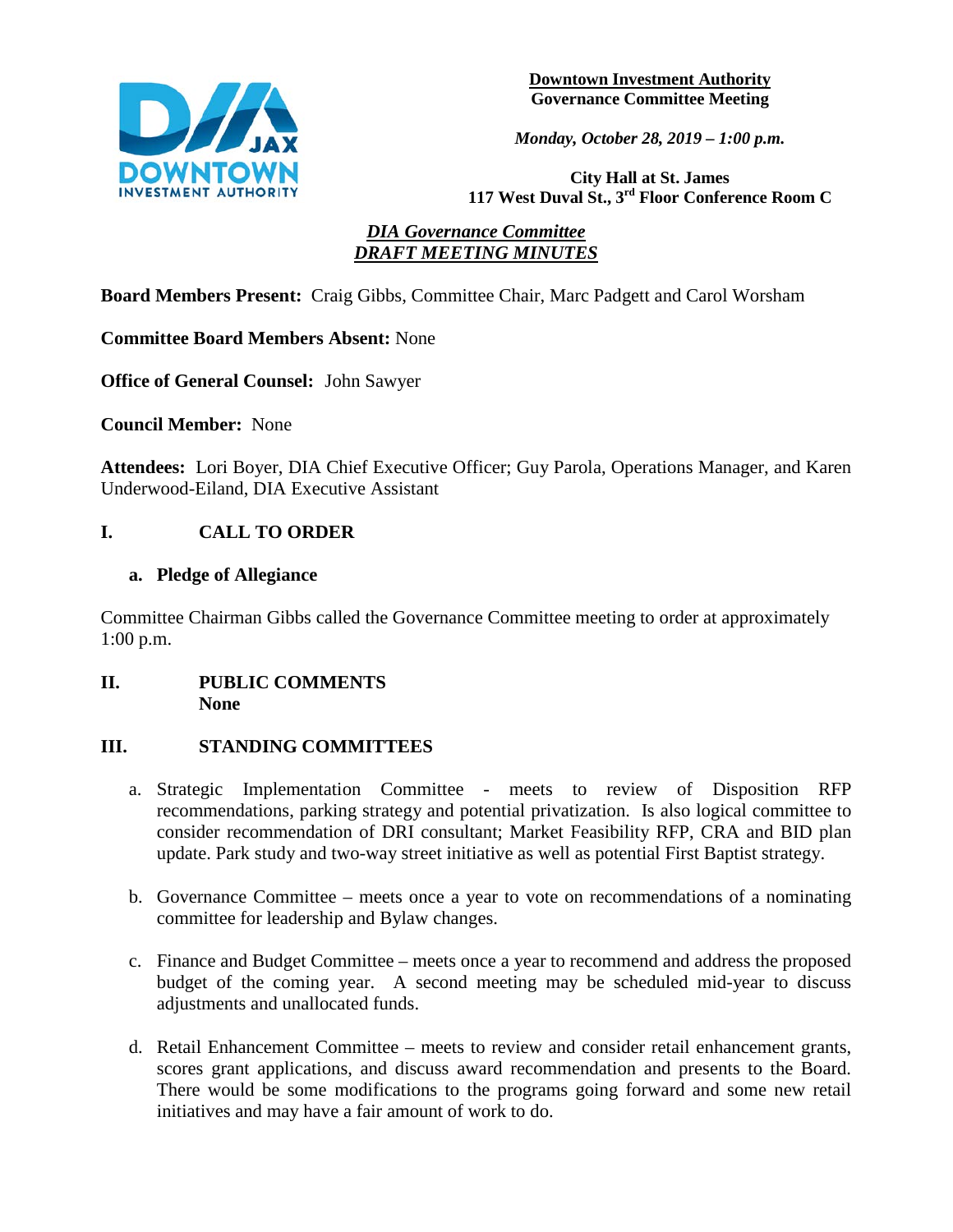**Downtown Investment Authority**
**Governance Committee Meeting**

*Monday, October 28, 2019 – 1:00 p.m.*

**City Hall at St. James**
**117 West Duval St., 3rd Floor Conference Room C**

## *DIA Governance Committee*
## *DRAFT MEETING MINUTES*

**Board Members Present:** Craig Gibbs, Committee Chair, Marc Padgett and Carol Worsham

**Committee Board Members Absent:** None

**Office of General Counsel:** John Sawyer

**Council Member:** None

**Attendees:** Lori Boyer, DIA Chief Executive Officer; Guy Parola, Operations Manager, and Karen Underwood-Eiland, DIA Executive Assistant

## I. CALL TO ORDER

### a. Pledge of Allegiance

Committee Chairman Gibbs called the Governance Committee meeting to order at approximately 1:00 p.m.

## II. PUBLIC COMMENTS
**None**

## III. STANDING COMMITTEES

a. Strategic Implementation Committee - meets to review of Disposition RFP recommendations, parking strategy and potential privatization. Is also logical committee to consider recommendation of DRI consultant; Market Feasibility RFP, CRA and BID plan update. Park study and two-way street initiative as well as potential First Baptist strategy.

b. Governance Committee – meets once a year to vote on recommendations of a nominating committee for leadership and Bylaw changes.

c. Finance and Budget Committee – meets once a year to recommend and address the proposed budget of the coming year. A second meeting may be scheduled mid-year to discuss adjustments and unallocated funds.

d. Retail Enhancement Committee – meets to review and consider retail enhancement grants, scores grant applications, and discuss award recommendation and presents to the Board. There would be some modifications to the programs going forward and some new retail initiatives and may have a fair amount of work to do.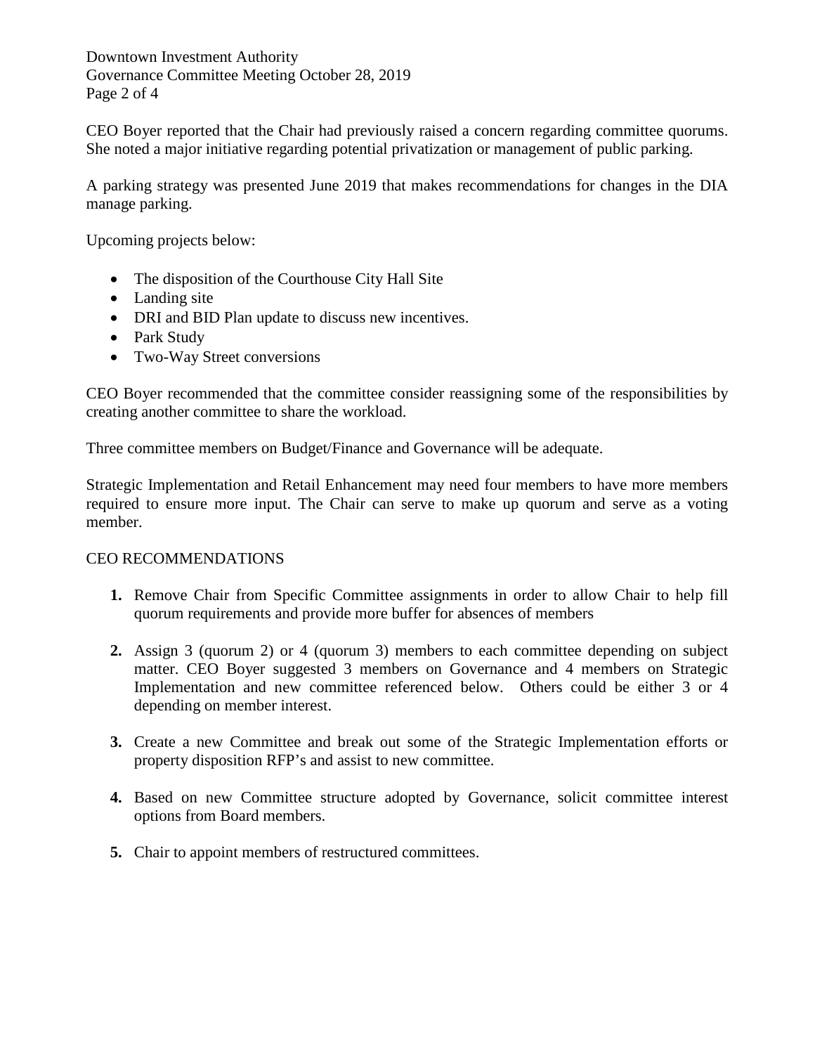CEO Boyer reported that the Chair had previously raised a concern regarding committee quorums. She noted a major initiative regarding potential privatization or management of public parking.

A parking strategy was presented June 2019 that makes recommendations for changes in the DIA manage parking.

Upcoming projects below:

- The disposition of the Courthouse City Hall Site
- Landing site
- DRI and BID Plan update to discuss new incentives.
- Park Study
- Two-Way Street conversions

CEO Boyer recommended that the committee consider reassigning some of the responsibilities by creating another committee to share the workload.

Three committee members on Budget/Finance and Governance will be adequate.

Strategic Implementation and Retail Enhancement may need four members to have more members required to ensure more input. The Chair can serve to make up quorum and serve as a voting member.

CEO RECOMMENDATIONS

1. Remove Chair from Specific Committee assignments in order to allow Chair to help fill quorum requirements and provide more buffer for absences of members

2. Assign 3 (quorum 2) or 4 (quorum 3) members to each committee depending on subject matter. CEO Boyer suggested 3 members on Governance and 4 members on Strategic Implementation and new committee referenced below. Others could be either 3 or 4 depending on member interest.

3. Create a new Committee and break out some of the Strategic Implementation efforts or property disposition RFP's and assist to new committee.

4. Based on new Committee structure adopted by Governance, solicit committee interest options from Board members.

5. Chair to appoint members of restructured committees.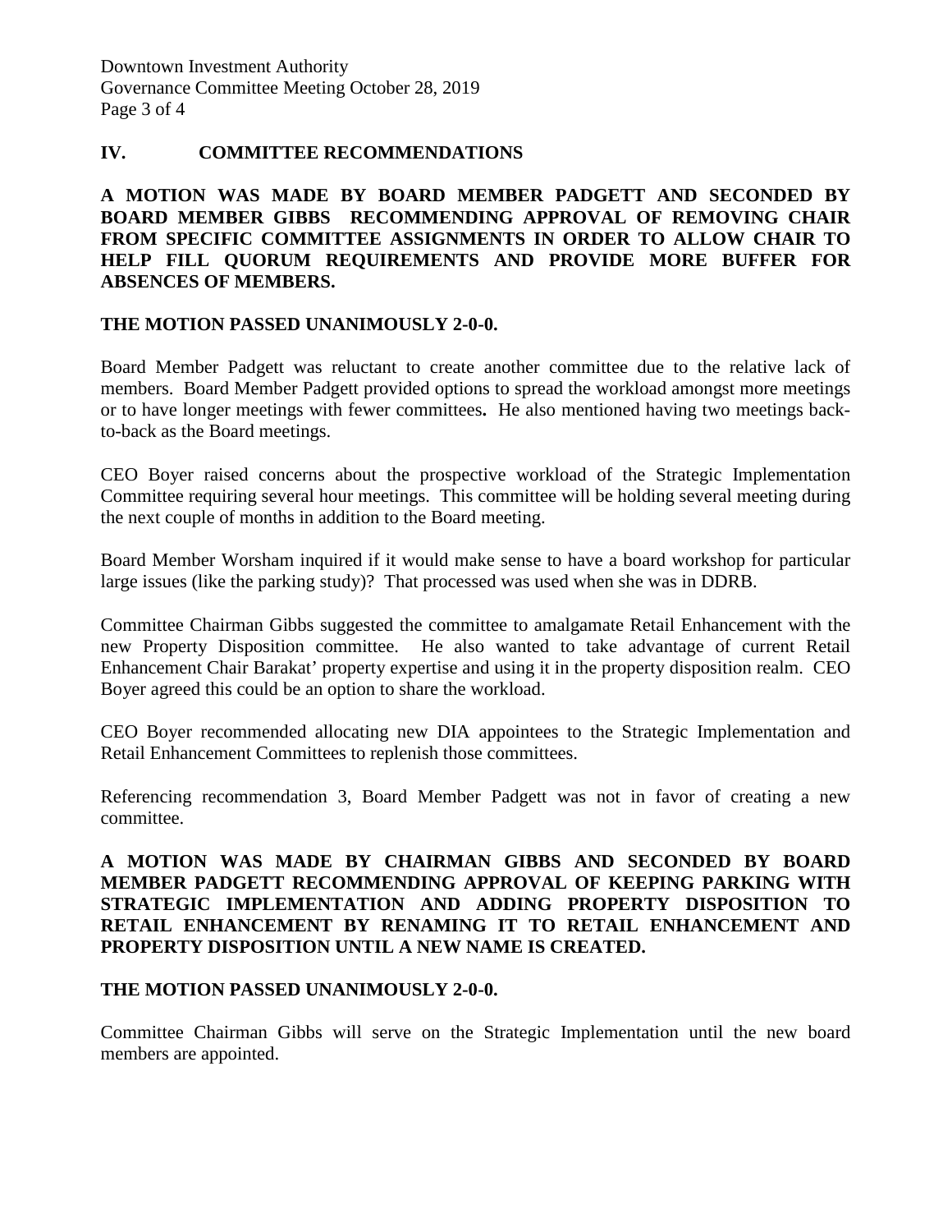## IV. COMMITTEE RECOMMENDATIONS

**A MOTION WAS MADE BY BOARD MEMBER PADGETT AND SECONDED BY BOARD MEMBER GIBBS RECOMMENDING APPROVAL OF REMOVING CHAIR FROM SPECIFIC COMMITTEE ASSIGNMENTS IN ORDER TO ALLOW CHAIR TO HELP FILL QUORUM REQUIREMENTS AND PROVIDE MORE BUFFER FOR ABSENCES OF MEMBERS.**

**THE MOTION PASSED UNANIMOUSLY 2-0-0.**

Board Member Padgett was reluctant to create another committee due to the relative lack of members. Board Member Padgett provided options to spread the workload amongst more meetings or to have longer meetings with fewer committees**.** He also mentioned having two meetings back-to-back as the Board meetings.

CEO Boyer raised concerns about the prospective workload of the Strategic Implementation Committee requiring several hour meetings. This committee will be holding several meeting during the next couple of months in addition to the Board meeting.

Board Member Worsham inquired if it would make sense to have a board workshop for particular large issues (like the parking study)? That processed was used when she was in DDRB.

Committee Chairman Gibbs suggested the committee to amalgamate Retail Enhancement with the new Property Disposition committee. He also wanted to take advantage of current Retail Enhancement Chair Barakat' property expertise and using it in the property disposition realm. CEO Boyer agreed this could be an option to share the workload.

CEO Boyer recommended allocating new DIA appointees to the Strategic Implementation and Retail Enhancement Committees to replenish those committees.

Referencing recommendation 3, Board Member Padgett was not in favor of creating a new committee.

**A MOTION WAS MADE BY CHAIRMAN GIBBS AND SECONDED BY BOARD MEMBER PADGETT RECOMMENDING APPROVAL OF KEEPING PARKING WITH STRATEGIC IMPLEMENTATION AND ADDING PROPERTY DISPOSITION TO RETAIL ENHANCEMENT BY RENAMING IT TO RETAIL ENHANCEMENT AND PROPERTY DISPOSITION UNTIL A NEW NAME IS CREATED.**

**THE MOTION PASSED UNANIMOUSLY 2-0-0.**

Committee Chairman Gibbs will serve on the Strategic Implementation until the new board members are appointed.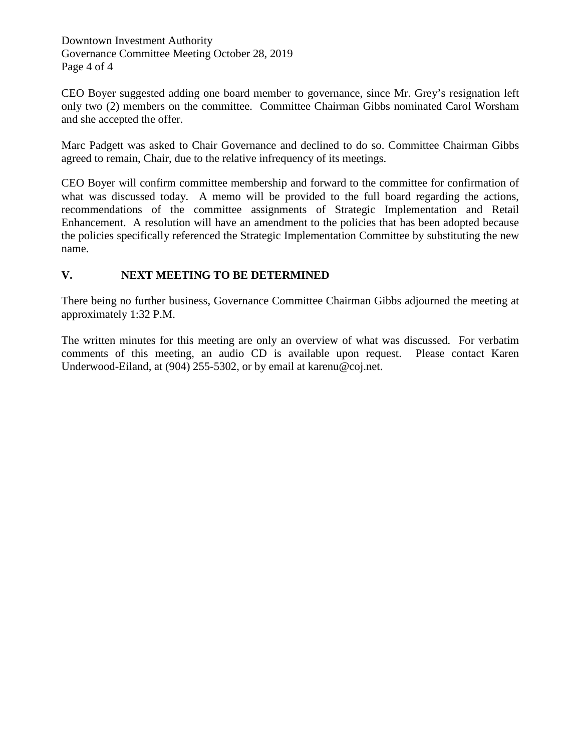CEO Boyer suggested adding one board member to governance, since Mr. Grey's resignation left only two (2) members on the committee. Committee Chairman Gibbs nominated Carol Worsham and she accepted the offer.

Marc Padgett was asked to Chair Governance and declined to do so. Committee Chairman Gibbs agreed to remain, Chair, due to the relative infrequency of its meetings.

CEO Boyer will confirm committee membership and forward to the committee for confirmation of what was discussed today. A memo will be provided to the full board regarding the actions, recommendations of the committee assignments of Strategic Implementation and Retail Enhancement. A resolution will have an amendment to the policies that has been adopted because the policies specifically referenced the Strategic Implementation Committee by substituting the new name.

## V. NEXT MEETING TO BE DETERMINED

There being no further business, Governance Committee Chairman Gibbs adjourned the meeting at approximately 1:32 P.M.

The written minutes for this meeting are only an overview of what was discussed. For verbatim comments of this meeting, an audio CD is available upon request. Please contact Karen Underwood-Eiland, at (904) 255-5302, or by email at karenu@coj.net.